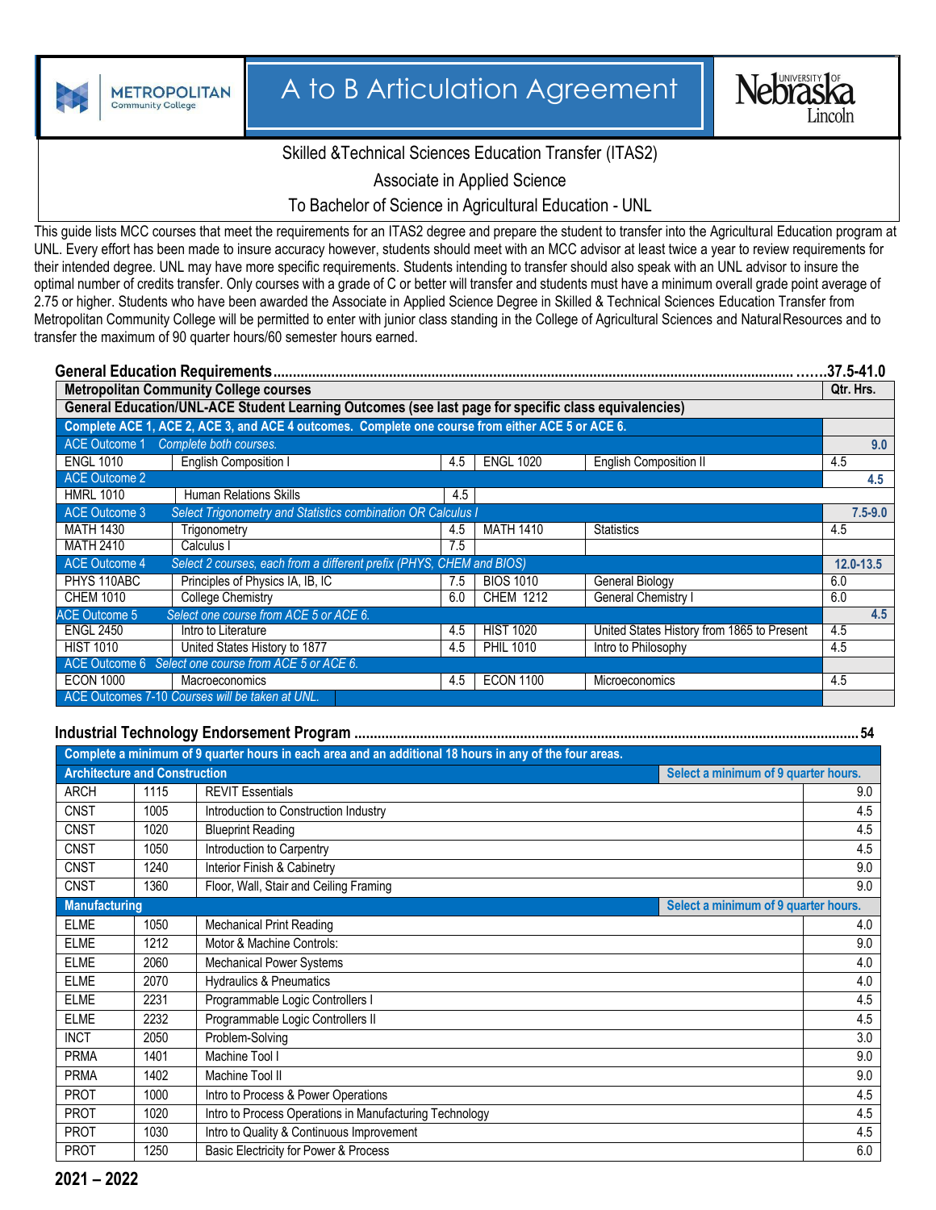# A to B Articulation Agreement

METROPOLITAN Community College | University of Nebraska Lincoln

## Skilled &Technical Sciences Education Transfer (ITAS2)

## Associate in Applied Science

## To Bachelor of Science in Agricultural Education - UNL

This guide lists MCC courses that meet the requirements for an ITAS2 degree and prepare the student to transfer into the Agricultural Education program at UNL. Every effort has been made to insure accuracy however, students should meet with an MCC advisor at least twice a year to review requirements for their intended degree. UNL may have more specific requirements. Students intending to transfer should also speak with an UNL advisor to insure the optimal number of credits transfer. Only courses with a grade of C or better will transfer and students must have a minimum overall grade point average of 2.75 or higher. Students who have been awarded the Associate in Applied Science Degree in Skilled & Technical Sciences Education Transfer from Metropolitan Community College will be permitted to enter with junior class standing in the College of Agricultural Sciences and Natural Resources and to transfer the maximum of 90 quarter hours/60 semester hours earned.

### General Education Requirements……37.5-41.0

| Metropolitan Community College courses | | | | | Qtr. Hrs. |
|---|---|---|---|---|---|
| **General Education/UNL-ACE Student Learning Outcomes (see last page for specific class equivalencies)** | | | | | |
| **Complete ACE 1, ACE 2, ACE 3, and ACE 4 outcomes. Complete one course from either ACE 5 or ACE 6.** | | | | | |
| ACE Outcome 1 | *Complete both courses.* | | | | **9.0** |
| ENGL 1010 | English Composition I | 4.5 | ENGL 1020 | English Composition II | 4.5 |
| ACE Outcome 2 | | | | | **4.5** |
| HMRL 1010 | Human Relations Skills | 4.5 | | | |
| ACE Outcome 3 | *Select Trigonometry and Statistics combination OR Calculus I* | | | | **7.5-9.0** |
| MATH 1430 | Trigonometry | 4.5 | MATH 1410 | Statistics | 4.5 |
| MATH 2410 | Calculus I | 7.5 | | | |
| ACE Outcome 4 | *Select 2 courses, each from a different prefix (PHYS, CHEM and BIOS)* | | | | **12.0-13.5** |
| PHYS 110ABC | Principles of Physics IA, IB, IC | 7.5 | BIOS 1010 | General Biology | 6.0 |
| CHEM 1010 | College Chemistry | 6.0 | CHEM 1212 | General Chemistry I | 6.0 |
| ACE Outcome 5 | *Select one course from ACE 5 or ACE 6.* | | | | **4.5** |
| ENGL 2450 | Intro to Literature | 4.5 | HIST 1020 | United States History from 1865 to Present | 4.5 |
| HIST 1010 | United States History to 1877 | 4.5 | PHIL 1010 | Intro to Philosophy | 4.5 |
| ACE Outcome 6 | *Select one course from ACE 5 or ACE 6.* | | | | |
| ECON 1000 | Macroeconomics | 4.5 | ECON 1100 | Microeconomics | 4.5 |
| ACE Outcomes 7-10 | *Courses will be taken at UNL.* | | | | |

### Industrial Technology Endorsement Program ……54

| Complete a minimum of 9 quarter hours in each area and an additional 18 hours in any of the four areas. | | | |
|---|---|---|---|
| **Architecture and Construction** | | **Select a minimum of 9 quarter hours.** | |
| ARCH | 1115 | REVIT Essentials | 9.0 |
| CNST | 1005 | Introduction to Construction Industry | 4.5 |
| CNST | 1020 | Blueprint Reading | 4.5 |
| CNST | 1050 | Introduction to Carpentry | 4.5 |
| CNST | 1240 | Interior Finish & Cabinetry | 9.0 |
| CNST | 1360 | Floor, Wall, Stair and Ceiling Framing | 9.0 |
| **Manufacturing** | | **Select a minimum of 9 quarter hours.** | |
| ELME | 1050 | Mechanical Print Reading | 4.0 |
| ELME | 1212 | Motor & Machine Controls: | 9.0 |
| ELME | 2060 | Mechanical Power Systems | 4.0 |
| ELME | 2070 | Hydraulics & Pneumatics | 4.0 |
| ELME | 2231 | Programmable Logic Controllers I | 4.5 |
| ELME | 2232 | Programmable Logic Controllers II | 4.5 |
| INCT | 2050 | Problem-Solving | 3.0 |
| PRMA | 1401 | Machine Tool I | 9.0 |
| PRMA | 1402 | Machine Tool II | 9.0 |
| PROT | 1000 | Intro to Process & Power Operations | 4.5 |
| PROT | 1020 | Intro to Process Operations in Manufacturing Technology | 4.5 |
| PROT | 1030 | Intro to Quality & Continuous Improvement | 4.5 |
| PROT | 1250 | Basic Electricity for Power & Process | 6.0 |

**2021 – 2022**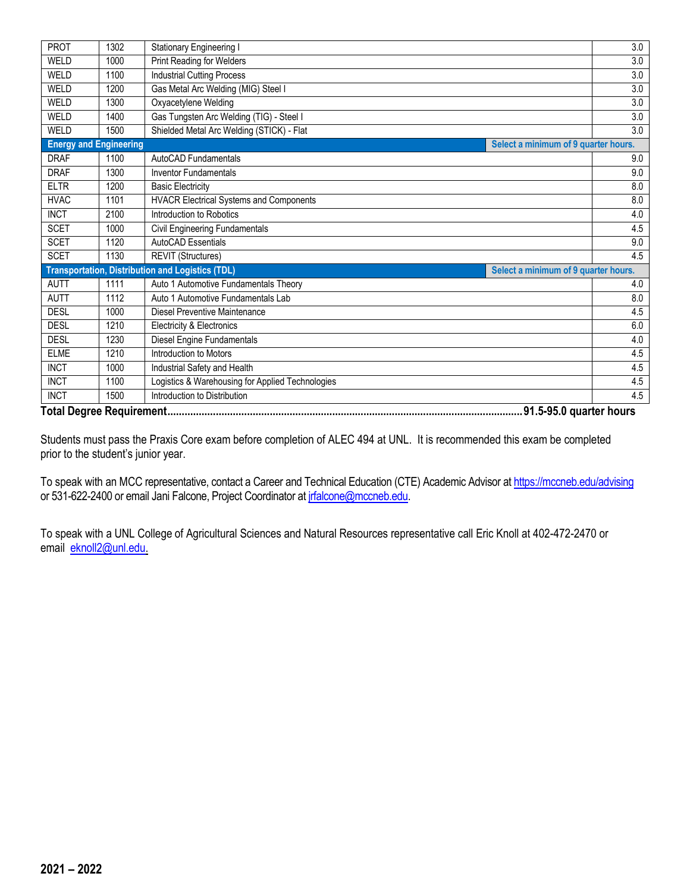| | | | |
|---|---|---|---|
| PROT | 1302 | Stationary Engineering I | 3.0 |
| WELD | 1000 | Print Reading for Welders | 3.0 |
| WELD | 1100 | Industrial Cutting Process | 3.0 |
| WELD | 1200 | Gas Metal Arc Welding (MIG) Steel I | 3.0 |
| WELD | 1300 | Oxyacetylene Welding | 3.0 |
| WELD | 1400 | Gas Tungsten Arc Welding (TIG) - Steel I | 3.0 |
| WELD | 1500 | Shielded Metal Arc Welding (STICK) - Flat | 3.0 |
| **Energy and Engineering** | | | **Select a minimum of 9 quarter hours.** |
| DRAF | 1100 | AutoCAD Fundamentals | 9.0 |
| DRAF | 1300 | Inventor Fundamentals | 9.0 |
| ELTR | 1200 | Basic Electricity | 8.0 |
| HVAC | 1101 | HVACR Electrical Systems and Components | 8.0 |
| INCT | 2100 | Introduction to Robotics | 4.0 |
| SCET | 1000 | Civil Engineering Fundamentals | 4.5 |
| SCET | 1120 | AutoCAD Essentials | 9.0 |
| SCET | 1130 | REVIT (Structures) | 4.5 |
| **Transportation, Distribution and Logistics (TDL)** | | | **Select a minimum of 9 quarter hours.** |
| AUTT | 1111 | Auto 1 Automotive Fundamentals Theory | 4.0 |
| AUTT | 1112 | Auto 1 Automotive Fundamentals Lab | 8.0 |
| DESL | 1000 | Diesel Preventive Maintenance | 4.5 |
| DESL | 1210 | Electricity & Electronics | 6.0 |
| DESL | 1230 | Diesel Engine Fundamentals | 4.0 |
| ELME | 1210 | Introduction to Motors | 4.5 |
| INCT | 1000 | Industrial Safety and Health | 4.5 |
| INCT | 1100 | Logistics & Warehousing for Applied Technologies | 4.5 |
| INCT | 1500 | Introduction to Distribution | 4.5 |

**Total Degree Requirement..........................................................................................................91.5-95.0 quarter hours**

Students must pass the Praxis Core exam before completion of ALEC 494 at UNL. It is recommended this exam be completed prior to the student's junior year.

To speak with an MCC representative, contact a Career and Technical Education (CTE) Academic Advisor at https://mccneb.edu/advising or 531-622-2400 or email Jani Falcone, Project Coordinator at jrfalcone@mccneb.edu.

To speak with a UNL College of Agricultural Sciences and Natural Resources representative call Eric Knoll at 402-472-2470 or email eknoll2@unl.edu.

**2021 – 2022**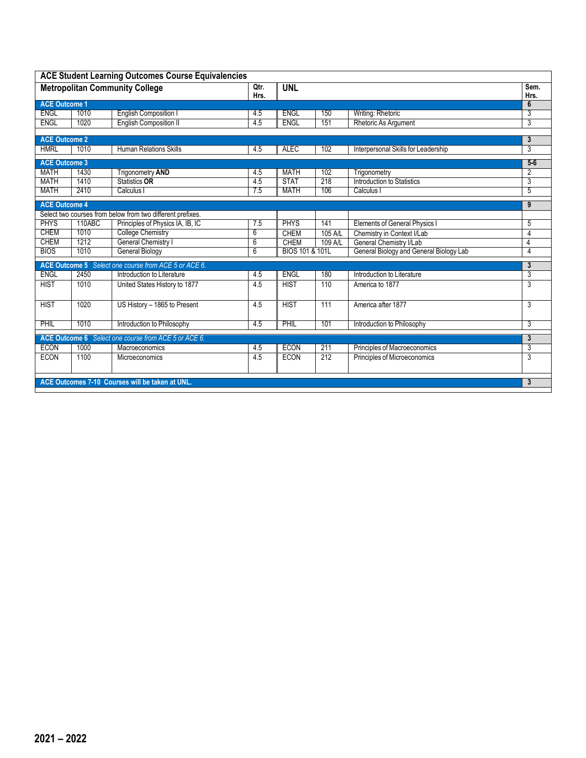| ACE Student Learning Outcomes Course Equivalencies | | | | | | | |
|---|---|---|---|---|---|---|---|
| **Metropolitan Community College** | | | **Qtr. Hrs.** | **UNL** | | | **Sem. Hrs.** |
| **ACE Outcome 1** | | | | | | | **6** |
| ENGL | 1010 | English Composition I | 4.5 | ENGL | 150 | Writing: Rhetoric | 3 |
| ENGL | 1020 | English Composition II | 4.5 | ENGL | 151 | Rhetoric As Argument | 3 |
| **ACE Outcome 2** | | | | | | | **3** |
| HMRL | 1010 | Human Relations Skills | 4.5 | ALEC | 102 | Interpersonal Skills for Leadership | 3 |
| **ACE Outcome 3** | | | | | | | **5-6** |
| MATH | 1430 | Trigonometry **AND** | 4.5 | MATH | 102 | Trigonometry | 2 |
| MATH | 1410 | Statistics **OR** | 4.5 | STAT | 218 | Introduction to Statistics | 3 |
| MATH | 2410 | Calculus I | 7.5 | MATH | 106 | Calculus I | 5 |
| **ACE Outcome 4** | | | | | | | **9** |
| Select two courses from below from two different prefixes. | | | | | | | |
| PHYS | 110ABC | Principles of Physics IA, IB, IC | 7.5 | PHYS | 141 | Elements of General Physics I | 5 |
| CHEM | 1010 | College Chemistry | 6 | CHEM | 105 A/L | Chemistry in Context I/Lab | 4 |
| CHEM | 1212 | General Chemistry I | 6 | CHEM | 109 A/L | General Chemistry I/Lab | 4 |
| BIOS | 1010 | General Biology | 6 | BIOS 101 & 101L | | General Biology and General Biology Lab | 4 |
| **ACE Outcome 5** *Select one course from ACE 5 or ACE 6.* | | | | | | | **3** |
| ENGL | 2450 | Introduction to Literature | 4.5 | ENGL | 180 | Introduction to Literature | 3 |
| HIST | 1010 | United States History to 1877 | 4.5 | HIST | 110 | America to 1877 | 3 |
| HIST | 1020 | US History – 1865 to Present | 4.5 | HIST | 111 | America after 1877 | 3 |
| PHIL | 1010 | Introduction to Philosophy | 4.5 | PHIL | 101 | Introduction to Philosophy | 3 |
| **ACE Outcome 6** *Select one course from ACE 5 or ACE 6.* | | | | | | | **3** |
| ECON | 1000 | Macroeconomics | 4.5 | ECON | 211 | Principles of Macroeconomics | 3 |
| ECON | 1100 | Microeconomics | 4.5 | ECON | 212 | Principles of Microeconomics | 3 |
| **ACE Outcomes 7-10 Courses will be taken at UNL.** | | | | | | | **3** |

**2021 – 2022**